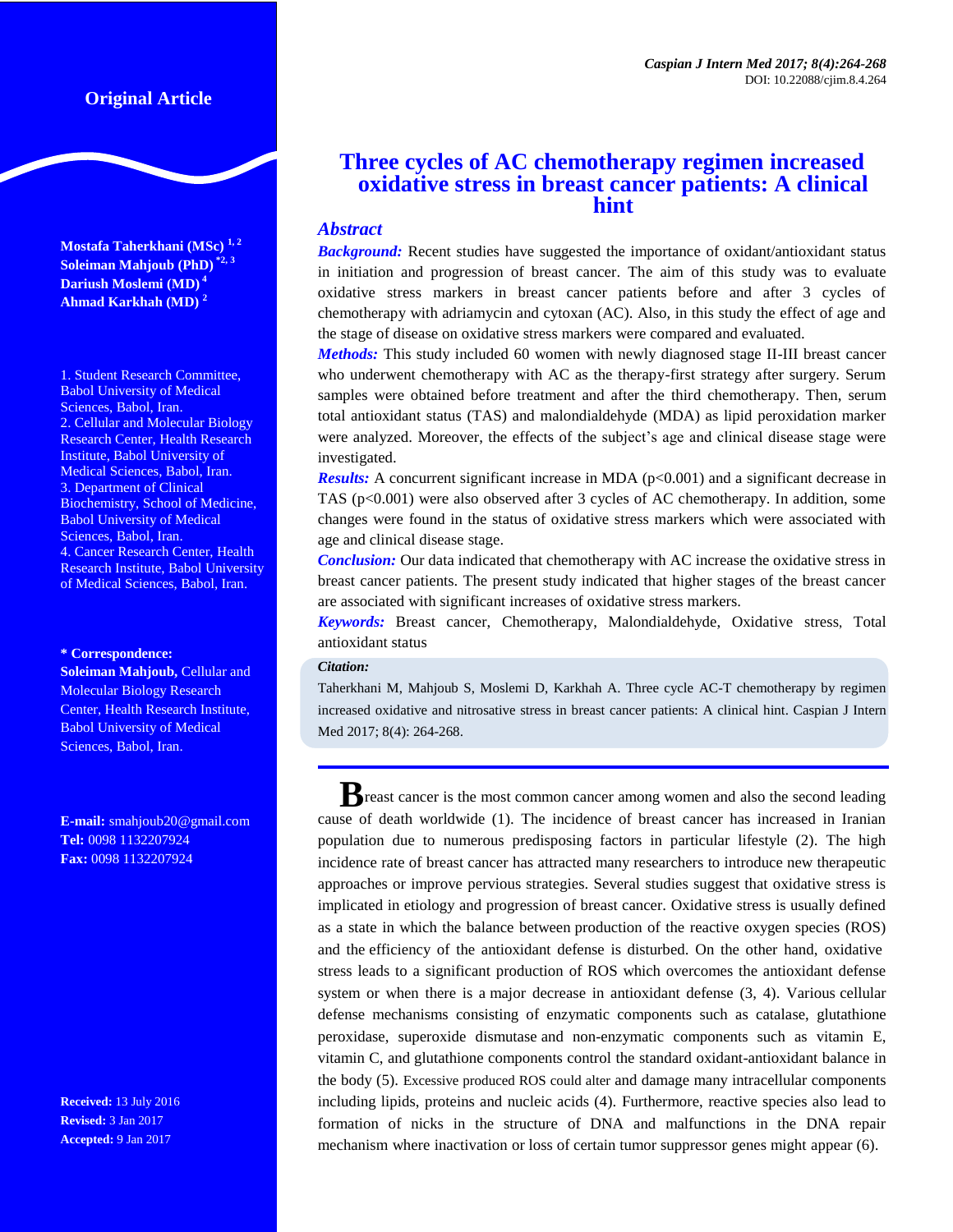Original Article

# Three cycles of AC chemotherapy regimen increased oxidative stress in breast cancer patients: A clinical hint

**Mostafa Taherkhani (MSc)** [1, 2]
**Soleiman Mahjoub (PhD)** [*2, 3]
**Dariush Moslemi (MD)** [4]
**Ahmad Karkhah (MD)** [2]

1. Student Research Committee, Babol University of Medical Sciences, Babol, Iran.
2. Cellular and Molecular Biology Research Center, Health Research Institute, Babol University of Medical Sciences, Babol, Iran.
3. Department of Clinical Biochemistry, School of Medicine, Babol University of Medical Sciences, Babol, Iran.
4. Cancer Research Center, Health Research Institute, Babol University of Medical Sciences, Babol, Iran.

**\* Correspondence:**
**Soleiman Mahjoub,** Cellular and Molecular Biology Research Center, Health Research Institute, Babol University of Medical Sciences, Babol, Iran.

**E-mail:** smahjoub20@gmail.com
**Tel:** 0098 1132207924
**Fax:** 0098 1132207924

**Received:** 13 July 2016
**Revised:** 3 Jan 2017
**Accepted:** 9 Jan 2017

## *Abstract*

***Background:*** Recent studies have suggested the importance of oxidant/antioxidant status in initiation and progression of breast cancer. The aim of this study was to evaluate oxidative stress markers in breast cancer patients before and after 3 cycles of chemotherapy with adriamycin and cytoxan (AC). Also, in this study the effect of age and the stage of disease on oxidative stress markers were compared and evaluated.

***Methods:*** This study included 60 women with newly diagnosed stage II-III breast cancer who underwent chemotherapy with AC as the therapy-first strategy after surgery. Serum samples were obtained before treatment and after the third chemotherapy. Then, serum total antioxidant status (TAS) and malondialdehyde (MDA) as lipid peroxidation marker were analyzed. Moreover, the effects of the subject's age and clinical disease stage were investigated.

***Results:*** A concurrent significant increase in MDA ($p<0.001$) and a significant decrease in TAS ($p<0.001$) were also observed after 3 cycles of AC chemotherapy. In addition, some changes were found in the status of oxidative stress markers which were associated with age and clinical disease stage.

***Conclusion:*** Our data indicated that chemotherapy with AC increase the oxidative stress in breast cancer patients. The present study indicated that higher stages of the breast cancer are associated with significant increases of oxidative stress markers.

***Keywords:*** Breast cancer, Chemotherapy, Malondialdehyde, Oxidative stress, Total antioxidant status

*Citation:*

Taherkhani M, Mahjoub S, Moslemi D, Karkhah A. Three cycle AC-T chemotherapy by regimen increased oxidative and nitrosative stress in breast cancer patients: A clinical hint. Caspian J Intern Med 2017; 8(4): 264-268.

---

Breast cancer is the most common cancer among women and also the second leading cause of death worldwide (1). The incidence of breast cancer has increased in Iranian population due to numerous predisposing factors in particular lifestyle (2). The high incidence rate of breast cancer has attracted many researchers to introduce new therapeutic approaches or improve pervious strategies. Several studies suggest that oxidative stress is implicated in etiology and progression of breast cancer. Oxidative stress is usually defined as a state in which the balance between production of the reactive oxygen species (ROS) and the efficiency of the antioxidant defense is disturbed. On the other hand, oxidative stress leads to a significant production of ROS which overcomes the antioxidant defense system or when there is a major decrease in antioxidant defense (3, 4). Various cellular defense mechanisms consisting of enzymatic components such as catalase, glutathione peroxidase, superoxide dismutase and non-enzymatic components such as vitamin E, vitamin C, and glutathione components control the standard oxidant-antioxidant balance in the body (5). Excessive produced ROS could alter and damage many intracellular components including lipids, proteins and nucleic acids (4). Furthermore, reactive species also lead to formation of nicks in the structure of DNA and malfunctions in the DNA repair mechanism where inactivation or loss of certain tumor suppressor genes might appear (6).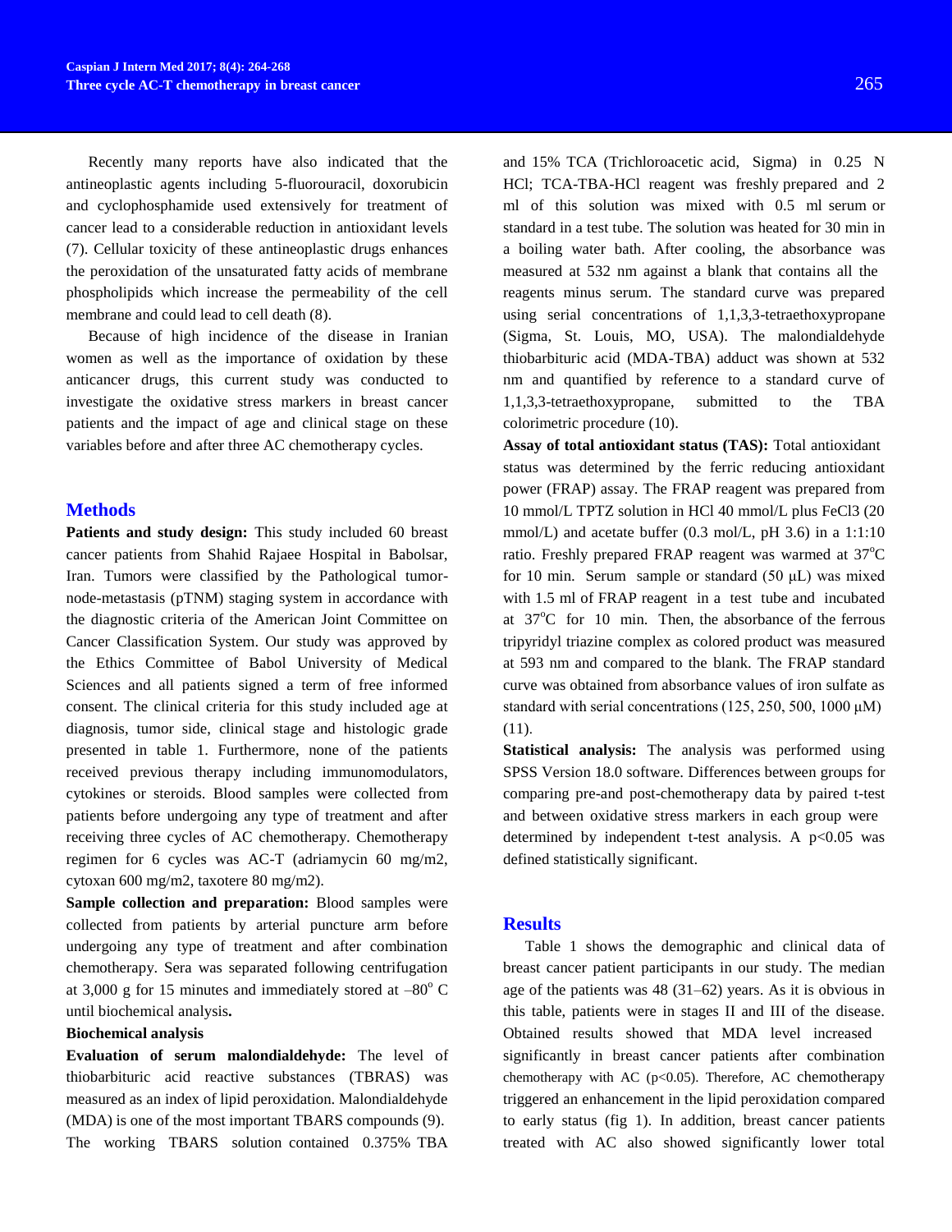Recently many reports have also indicated that the antineoplastic agents including 5-fluorouracil, doxorubicin and cyclophosphamide used extensively for treatment of cancer lead to a considerable reduction in antioxidant levels (7). Cellular toxicity of these antineoplastic drugs enhances the peroxidation of the unsaturated fatty acids of membrane phospholipids which increase the permeability of the cell membrane and could lead to cell death (8).

Because of high incidence of the disease in Iranian women as well as the importance of oxidation by these anticancer drugs, this current study was conducted to investigate the oxidative stress markers in breast cancer patients and the impact of age and clinical stage on these variables before and after three AC chemotherapy cycles.

## Methods

**Patients and study design:** This study included 60 breast cancer patients from Shahid Rajaee Hospital in Babolsar, Iran. Tumors were classified by the Pathological tumor-node-metastasis (pTNM) staging system in accordance with the diagnostic criteria of the American Joint Committee on Cancer Classification System. Our study was approved by the Ethics Committee of Babol University of Medical Sciences and all patients signed a term of free informed consent. The clinical criteria for this study included age at diagnosis, tumor side, clinical stage and histologic grade presented in table 1. Furthermore, none of the patients received previous therapy including immunomodulators, cytokines or steroids. Blood samples were collected from patients before undergoing any type of treatment and after receiving three cycles of AC chemotherapy. Chemotherapy regimen for 6 cycles was AC-T (adriamycin 60 mg/m2, cytoxan 600 mg/m2, taxotere 80 mg/m2).

**Sample collection and preparation:** Blood samples were collected from patients by arterial puncture arm before undergoing any type of treatment and after combination chemotherapy. Sera was separated following centrifugation at 3,000 g for 15 minutes and immediately stored at $-80^{o}$ C until biochemical analysis**.**

**Biochemical analysis**

**Evaluation of serum malondialdehyde:** The level of thiobarbituric acid reactive substances (TBRAS) was measured as an index of lipid peroxidation. Malondialdehyde (MDA) is one of the most important TBARS compounds (9). The working TBARS solution contained 0.375% TBA and 15% TCA (Trichloroacetic acid, Sigma) in 0.25 N HCl; TCA-TBA-HCl reagent was freshly prepared and 2 ml of this solution was mixed with 0.5 ml serum or standard in a test tube. The solution was heated for 30 min in a boiling water bath. After cooling, the absorbance was measured at 532 nm against a blank that contains all the reagents minus serum. The standard curve was prepared using serial concentrations of 1,1,3,3-tetraethoxypropane (Sigma, St. Louis, MO, USA). The malondialdehyde thiobarbituric acid (MDA-TBA) adduct was shown at 532 nm and quantified by reference to a standard curve of 1,1,3,3-tetraethoxypropane, submitted to the TBA colorimetric procedure (10).

**Assay of total antioxidant status (TAS):** Total antioxidant status was determined by the ferric reducing antioxidant power (FRAP) assay. The FRAP reagent was prepared from 10 mmol/L TPTZ solution in HCl 40 mmol/L plus $FeCl_3$ (20 mmol/L) and acetate buffer (0.3 mol/L, pH 3.6) in a 1:1:10 ratio. Freshly prepared FRAP reagent was warmed at $37^{o}$C for 10 min. Serum sample or standard (50 µL) was mixed with 1.5 ml of FRAP reagent in a test tube and incubated at $37^{o}$C for 10 min. Then, the absorbance of the ferrous tripyridyl triazine complex as colored product was measured at 593 nm and compared to the blank. The FRAP standard curve was obtained from absorbance values of iron sulfate as standard with serial concentrations (125, 250, 500, 1000 µM) (11).

**Statistical analysis:** The analysis was performed using SPSS Version 18.0 software. Differences between groups for comparing pre-and post-chemotherapy data by paired t-test and between oxidative stress markers in each group were determined by independent t-test analysis. A $p<0.05$ was defined statistically significant.

## Results

Table 1 shows the demographic and clinical data of breast cancer patient participants in our study. The median age of the patients was 48 (31–62) years. As it is obvious in this table, patients were in stages II and III of the disease. Obtained results showed that MDA level increased significantly in breast cancer patients after combination chemotherapy with AC ($p<0.05$). Therefore, AC chemotherapy triggered an enhancement in the lipid peroxidation compared to early status (fig 1). In addition, breast cancer patients treated with AC also showed significantly lower total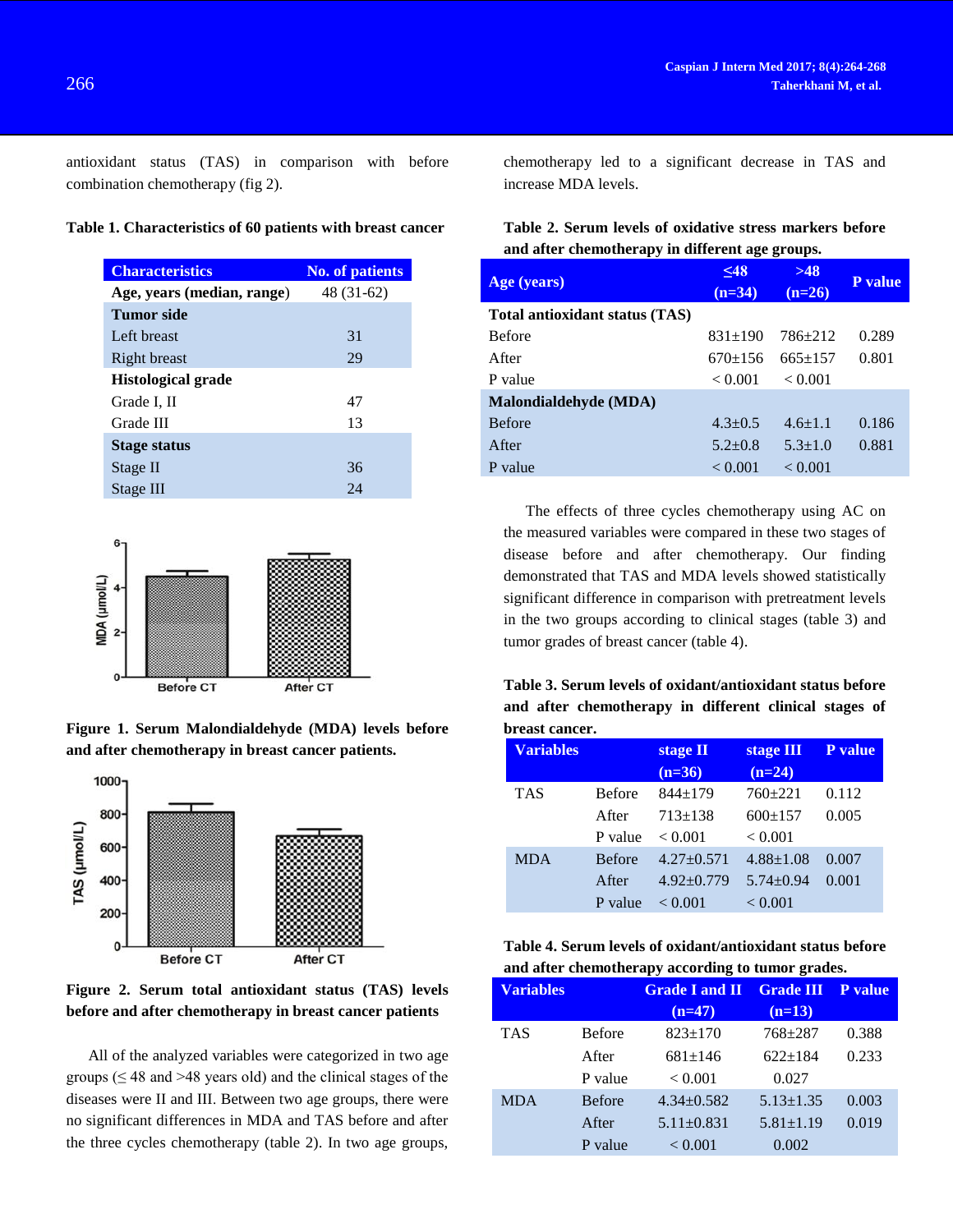antioxidant status (TAS) in comparison with before combination chemotherapy (fig 2).

**Table 1. Characteristics of 60 patients with breast cancer**

| Characteristics | No. of patients |
|---|---|
| **Age, years (median, range)** | 48 (31-62) |
| **Tumor side** | |
| Left breast | 31 |
| Right breast | 29 |
| **Histological grade** | |
| Grade I, II | 47 |
| Grade III | 13 |
| **Stage status** | |
| Stage II | 36 |
| Stage III | 24 |

**Figure 1. Serum Malondialdehyde (MDA) levels before and after chemotherapy in breast cancer patients.**

**Figure 2. Serum total antioxidant status (TAS) levels before and after chemotherapy in breast cancer patients**

All of the analyzed variables were categorized in two age groups (≤ 48 and >48 years old) and the clinical stages of the diseases were II and III. Between two age groups, there were no significant differences in MDA and TAS before and after the three cycles chemotherapy (table 2). In two age groups, chemotherapy led to a significant decrease in TAS and increase MDA levels.

**Table 2. Serum levels of oxidative stress markers before and after chemotherapy in different age groups.**

| Age (years) | ≤48 (n=34) | >48 (n=26) | P value |
|---|---|---|---|
| **Total antioxidant status (TAS)** | | | |
| Before | 831±190 | 786±212 | 0.289 |
| After | 670±156 | 665±157 | 0.801 |
| P value | < 0.001 | < 0.001 | |
| **Malondialdehyde (MDA)** | | | |
| Before | 4.3±0.5 | 4.6±1.1 | 0.186 |
| After | 5.2±0.8 | 5.3±1.0 | 0.881 |
| P value | < 0.001 | < 0.001 | |

The effects of three cycles chemotherapy using AC on the measured variables were compared in these two stages of disease before and after chemotherapy. Our finding demonstrated that TAS and MDA levels showed statistically significant difference in comparison with pretreatment levels in the two groups according to clinical stages (table 3) and tumor grades of breast cancer (table 4).

**Table 3. Serum levels of oxidant/antioxidant status before and after chemotherapy in different clinical stages of breast cancer.**

| Variables | | stage II (n=36) | stage III (n=24) | P value |
|---|---|---|---|---|
| TAS | Before | 844±179 | 760±221 | 0.112 |
| | After | 713±138 | 600±157 | 0.005 |
| | P value | < 0.001 | < 0.001 | |
| MDA | Before | 4.27±0.571 | 4.88±1.08 | 0.007 |
| | After | 4.92±0.779 | 5.74±0.94 | 0.001 |
| | P value | < 0.001 | < 0.001 | |

**Table 4. Serum levels of oxidant/antioxidant status before and after chemotherapy according to tumor grades.**

| Variables | | Grade I and II (n=47) | Grade III (n=13) | P value |
|---|---|---|---|---|
| TAS | Before | 823±170 | 768±287 | 0.388 |
| | After | 681±146 | 622±184 | 0.233 |
| | P value | < 0.001 | 0.027 | |
| MDA | Before | 4.34±0.582 | 5.13±1.35 | 0.003 |
| | After | 5.11±0.831 | 5.81±1.19 | 0.019 |
| | P value | < 0.001 | 0.002 | |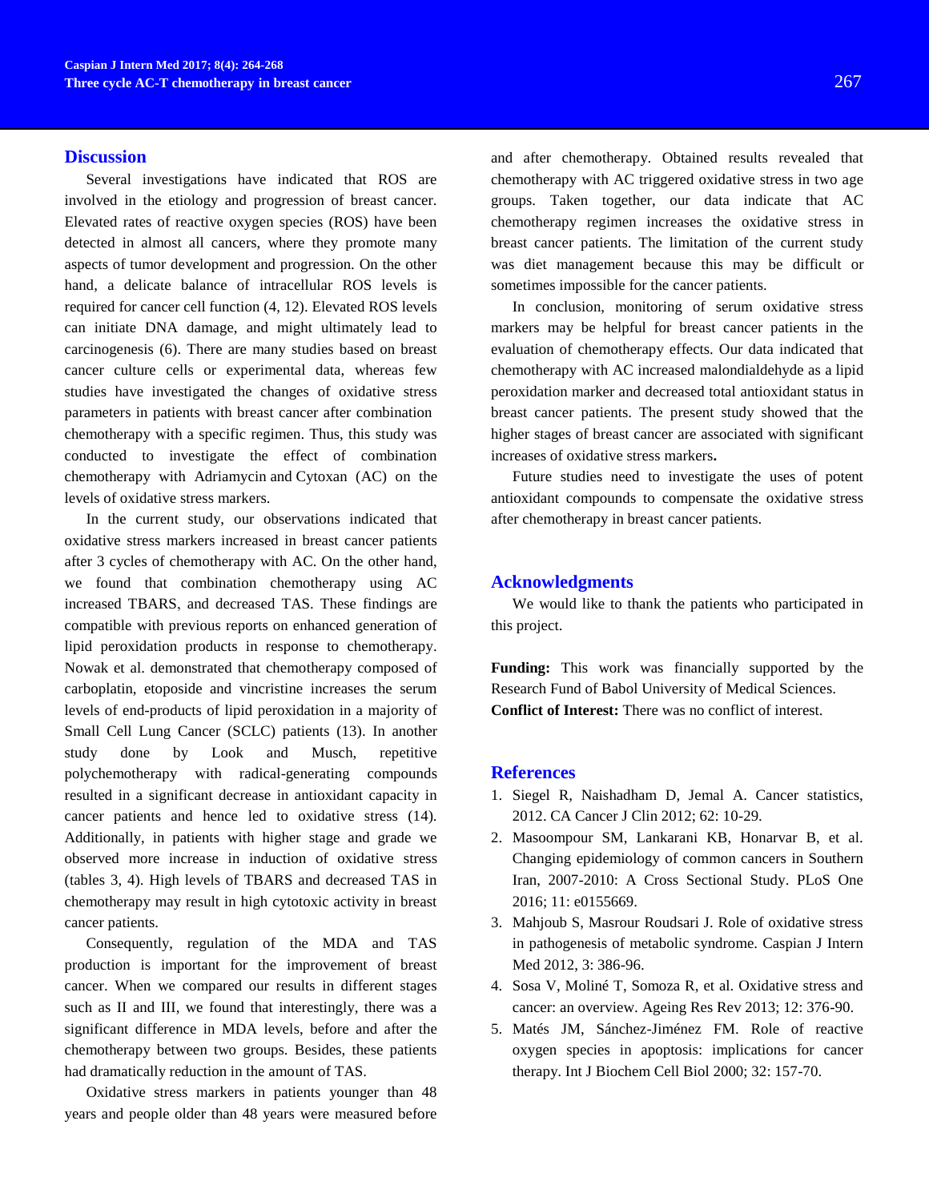## Discussion

Several investigations have indicated that ROS are involved in the etiology and progression of breast cancer. Elevated rates of reactive oxygen species (ROS) have been detected in almost all cancers, where they promote many aspects of tumor development and progression. On the other hand, a delicate balance of intracellular ROS levels is required for cancer cell function (4, 12). Elevated ROS levels can initiate DNA damage, and might ultimately lead to carcinogenesis (6). There are many studies based on breast cancer culture cells or experimental data, whereas few studies have investigated the changes of oxidative stress parameters in patients with breast cancer after combination chemotherapy with a specific regimen. Thus, this study was conducted to investigate the effect of combination chemotherapy with Adriamycin and Cytoxan (AC) on the levels of oxidative stress markers.

In the current study, our observations indicated that oxidative stress markers increased in breast cancer patients after 3 cycles of chemotherapy with AC. On the other hand, we found that combination chemotherapy using AC increased TBARS, and decreased TAS. These findings are compatible with previous reports on enhanced generation of lipid peroxidation products in response to chemotherapy. Nowak et al. demonstrated that chemotherapy composed of carboplatin, etoposide and vincristine increases the serum levels of end-products of lipid peroxidation in a majority of Small Cell Lung Cancer (SCLC) patients (13). In another study done by Look and Musch, repetitive polychemotherapy with radical-generating compounds resulted in a significant decrease in antioxidant capacity in cancer patients and hence led to oxidative stress (14). Additionally, in patients with higher stage and grade we observed more increase in induction of oxidative stress (tables 3, 4). High levels of TBARS and decreased TAS in chemotherapy may result in high cytotoxic activity in breast cancer patients.

Consequently, regulation of the MDA and TAS production is important for the improvement of breast cancer. When we compared our results in different stages such as II and III, we found that interestingly, there was a significant difference in MDA levels, before and after the chemotherapy between two groups. Besides, these patients had dramatically reduction in the amount of TAS.

Oxidative stress markers in patients younger than 48 years and people older than 48 years were measured before and after chemotherapy. Obtained results revealed that chemotherapy with AC triggered oxidative stress in two age groups. Taken together, our data indicate that AC chemotherapy regimen increases the oxidative stress in breast cancer patients. The limitation of the current study was diet management because this may be difficult or sometimes impossible for the cancer patients.

In conclusion, monitoring of serum oxidative stress markers may be helpful for breast cancer patients in the evaluation of chemotherapy effects. Our data indicated that chemotherapy with AC increased malondialdehyde as a lipid peroxidation marker and decreased total antioxidant status in breast cancer patients. The present study showed that the higher stages of breast cancer are associated with significant increases of oxidative stress markers**.**

Future studies need to investigate the uses of potent antioxidant compounds to compensate the oxidative stress after chemotherapy in breast cancer patients.

## Acknowledgments

We would like to thank the patients who participated in this project.

**Funding:** This work was financially supported by the Research Fund of Babol University of Medical Sciences.

**Conflict of Interest:** There was no conflict of interest.

## References

1. Siegel R, Naishadham D, Jemal A. Cancer statistics, 2012. CA Cancer J Clin 2012; 62: 10-29.
2. Masoompour SM, Lankarani KB, Honarvar B, et al. Changing epidemiology of common cancers in Southern Iran, 2007-2010: A Cross Sectional Study. PLoS One 2016; 11: e0155669.
3. Mahjoub S, Masrour Roudsari J. Role of oxidative stress in pathogenesis of metabolic syndrome. Caspian J Intern Med 2012, 3: 386-96.
4. Sosa V, Moliné T, Somoza R, et al. Oxidative stress and cancer: an overview. Ageing Res Rev 2013; 12: 376-90.
5. Matés JM, Sánchez-Jiménez FM. Role of reactive oxygen species in apoptosis: implications for cancer therapy. Int J Biochem Cell Biol 2000; 32: 157-70.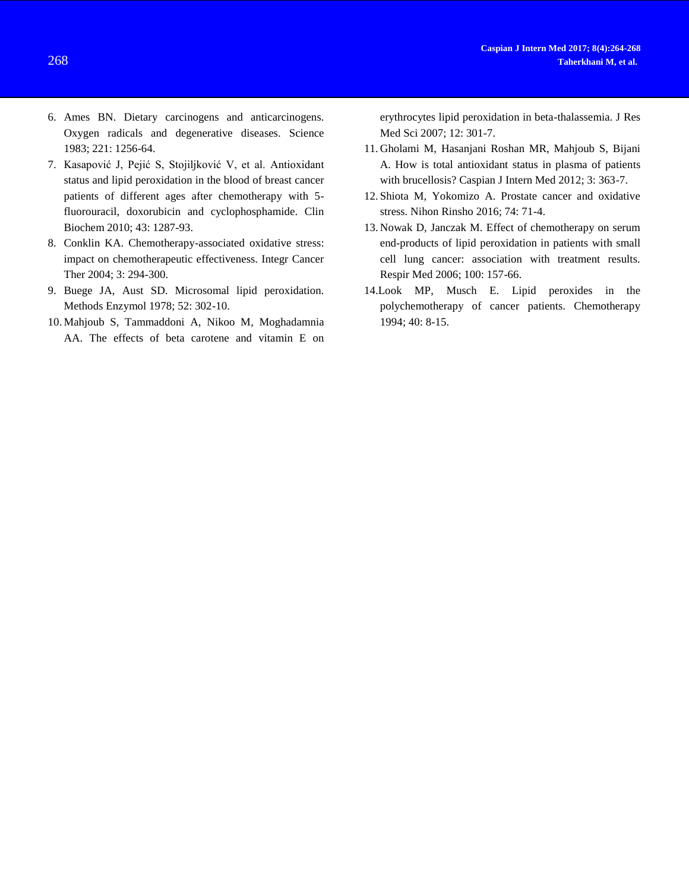6. Ames BN. Dietary carcinogens and anticarcinogens. Oxygen radicals and degenerative diseases. Science 1983; 221: 1256-64.
7. Kasapović J, Pejić S, Stojiljković V, et al. Antioxidant status and lipid peroxidation in the blood of breast cancer patients of different ages after chemotherapy with 5-fluorouracil, doxorubicin and cyclophosphamide. Clin Biochem 2010; 43: 1287-93.
8. Conklin KA. Chemotherapy-associated oxidative stress: impact on chemotherapeutic effectiveness. Integr Cancer Ther 2004; 3: 294-300.
9. Buege JA, Aust SD. Microsomal lipid peroxidation. Methods Enzymol 1978; 52: 302-10.
10. Mahjoub S, Tammaddoni A, Nikoo M, Moghadamnia AA. The effects of beta carotene and vitamin E on erythrocytes lipid peroxidation in beta-thalassemia. J Res Med Sci 2007; 12: 301-7.
11. Gholami M, Hasanjani Roshan MR, Mahjoub S, Bijani A. How is total antioxidant status in plasma of patients with brucellosis? Caspian J Intern Med 2012; 3: 363-7.
12. Shiota M, Yokomizo A. Prostate cancer and oxidative stress. Nihon Rinsho 2016; 74: 71-4.
13. Nowak D, Janczak M. Effect of chemotherapy on serum end-products of lipid peroxidation in patients with small cell lung cancer: association with treatment results. Respir Med 2006; 100: 157-66.
14. Look MP, Musch E. Lipid peroxides in the polychemotherapy of cancer patients. Chemotherapy 1994; 40: 8-15.